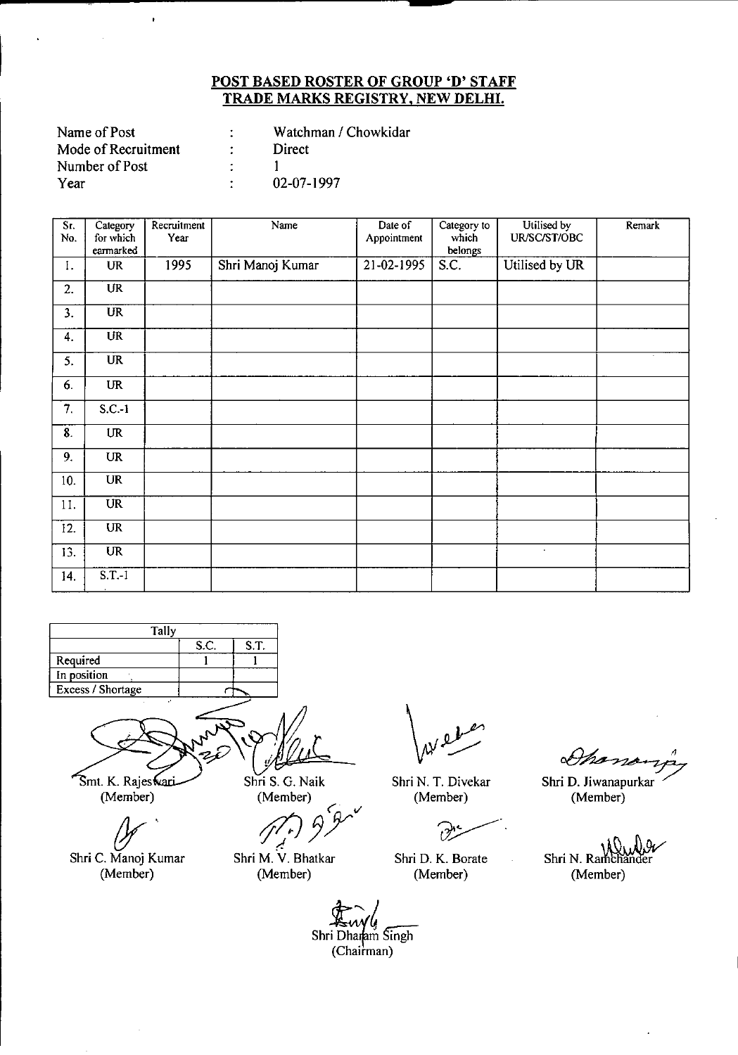**POST BASED ROSTER OF GROUP 'D' STAFF**
**TRADE MARKS REGISTRY, NEW DELHI.**

| | | |
|---|---|---|
| Name of Post | : | Watchman / Chowkidar |
| Mode of Recruitment | : | Direct |
| Number of Post | : | 1 |
| Year | : | 02-07-1997 |

| Sr. No. | Category for which earmarked | Recruitment Year | Name | Date of Appointment | Category to which belongs | Utilised by UR/SC/ST/OBC | Remark |
|---|---|---|---|---|---|---|---|
| 1. | UR | 1995 | Shri Manoj Kumar | 21-02-1995 | S.C. | Utilised by UR | |
| 2. | UR | | | | | | |
| 3. | UR | | | | | | |
| 4. | UR | | | | | | |
| 5. | UR | | | | | | |
| 6. | UR | | | | | | |
| 7. | S.C.-1 | | | | | | |
| 8. | UR | | | | | | |
| 9. | UR | | | | | | |
| 10. | UR | | | | | | |
| 11. | UR | | | | | | |
| 12. | UR | | | | | | |
| 13. | UR | | | | | | |
| 14. | S.T.-1 | | | | | | |

| Tally | | |
|---|---|---|
| | S.C. | S.T. |
| Required | 1 | 1 |
| In position | | |
| Excess / Shortage | | |

Smt. K. Rajeswari (Member)

Shri S. G. Naik (Member)

Shri N. T. Divekar (Member)

Shri D. Jiwanapurkar (Member)

Shri C. Manoj Kumar (Member)

Shri M. V. Bhatkar (Member)

Shri D. K. Borate (Member)

Shri N. Ramchander (Member)

Shri Dharam Singh (Chairman)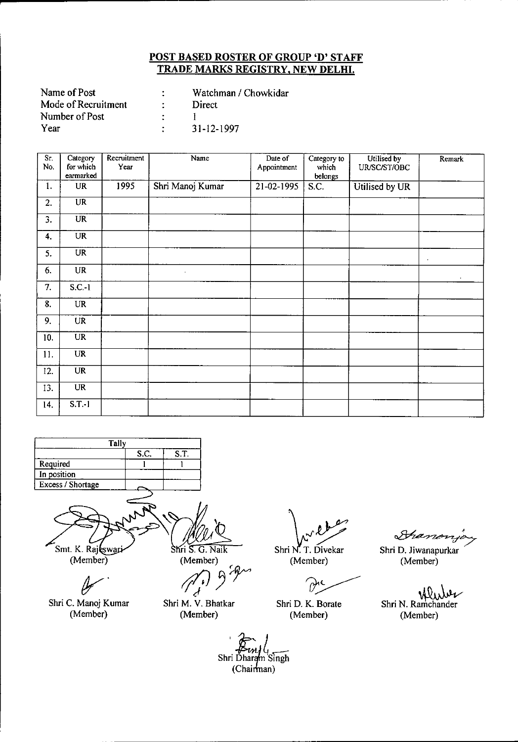## POST BASED ROSTER OF GROUP 'D' STAFF
## TRADE MARKS REGISTRY, NEW DELHI.

Name of Post : Watchman / Chowkidar
Mode of Recruitment : Direct
Number of Post : 1
Year : 31-12-1997

| Sr. No. | Category for which earmarked | Recruitment Year | Name | Date of Appointment | Category to which belongs | Utilised by UR/SC/ST/OBC | Remark |
|---|---|---|---|---|---|---|---|
| 1. | UR | 1995 | Shri Manoj Kumar | 21-02-1995 | S.C. | Utilised by UR | |
| 2. | UR | | | | | | |
| 3. | UR | | | | | | |
| 4. | UR | | | | | | |
| 5. | UR | | | | | | |
| 6. | UR | | | | | | |
| 7. | S.C.-1 | | | | | | |
| 8. | UR | | | | | | |
| 9. | UR | | | | | | |
| 10. | UR | | | | | | |
| 11. | UR | | | | | | |
| 12. | UR | | | | | | |
| 13. | UR | | | | | | |
| 14. | S.T.-1 | | | | | | |

| Tally | S.C. | S.T. |
|---|---|---|
| Required | 1 | 1 |
| In position | | |
| Excess / Shortage | | |

Smt. K. Rajeswari (Member) | Shri S. G. Naik (Member) | Shri N. T. Divekar (Member) | Shri D. Jiwanapurkar (Member)

Shri C. Manoj Kumar (Member) | Shri M. V. Bhatkar (Member) | Shri D. K. Borate (Member) | Shri N. Ramchander (Member)

Shri Dharam Singh (Chairman)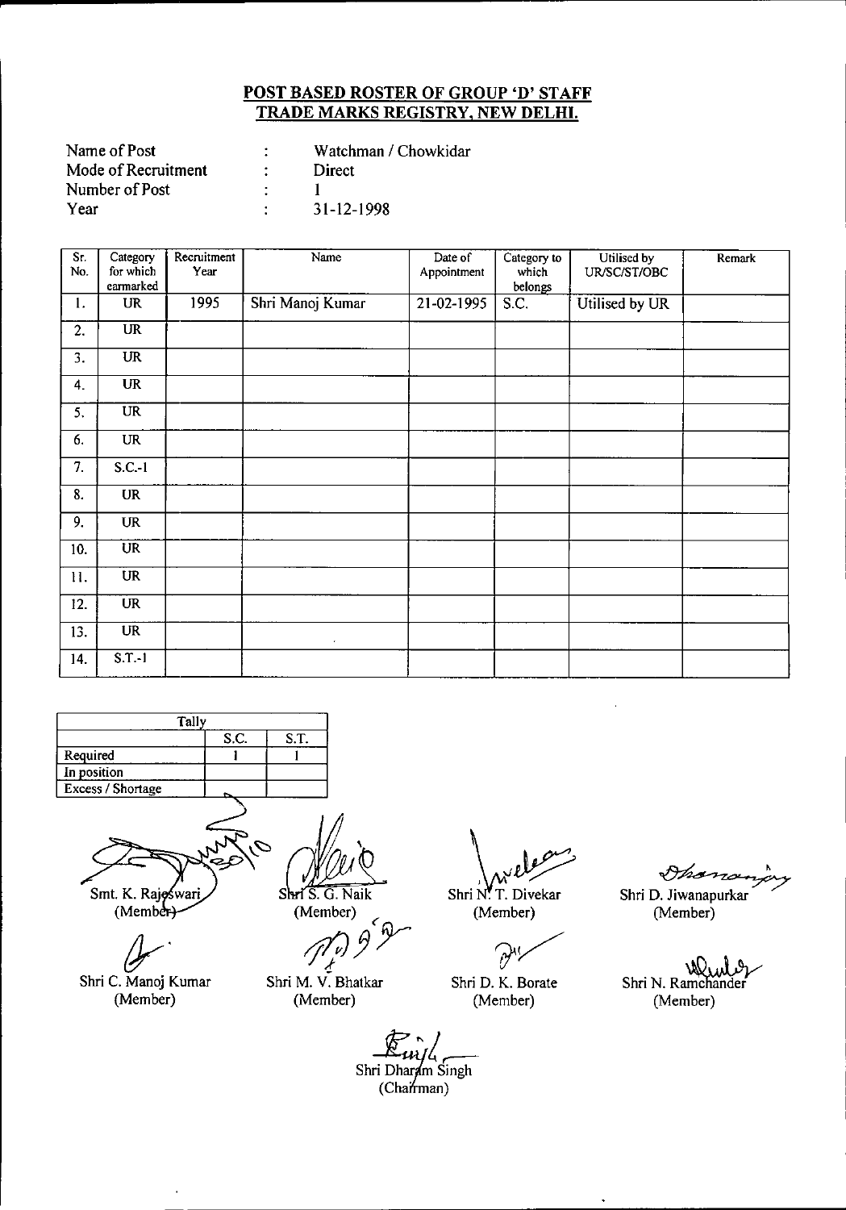## POST BASED ROSTER OF GROUP 'D' STAFF
## TRADE MARKS REGISTRY, NEW DELHI.

Name of Post : Watchman / Chowkidar
Mode of Recruitment : Direct
Number of Post : 1
Year : 31-12-1998

| Sr. No. | Category for which earmarked | Recruitment Year | Name | Date of Appointment | Category to which belongs | Utilised by UR/SC/ST/OBC | Remark |
|---|---|---|---|---|---|---|---|
| 1. | UR | 1995 | Shri Manoj Kumar | 21-02-1995 | S.C. | Utilised by UR | |
| 2. | UR | | | | | | |
| 3. | UR | | | | | | |
| 4. | UR | | | | | | |
| 5. | UR | | | | | | |
| 6. | UR | | | | | | |
| 7. | S.C.-1 | | | | | | |
| 8. | UR | | | | | | |
| 9. | UR | | | | | | |
| 10. | UR | | | | | | |
| 11. | UR | | | | | | |
| 12. | UR | | | | | | |
| 13. | UR | | | | | | |
| 14. | S.T.-1 | | | | | | |

| Tally | S.C. | S.T. |
|---|---|---|
| Required | 1 | 1 |
| In position | | |
| Excess / Shortage | | |

Smt. K. Rajeswari (Member)

Shri S. G. Naik (Member)

Shri N. T. Divekar (Member)

Shri D. Jiwanapurkar (Member)

Shri C. Manoj Kumar (Member)

Shri M. V. Bhatkar (Member)

Shri D. K. Borate (Member)

Shri N. Ramchander (Member)

Shri Dharam Singh (Chairman)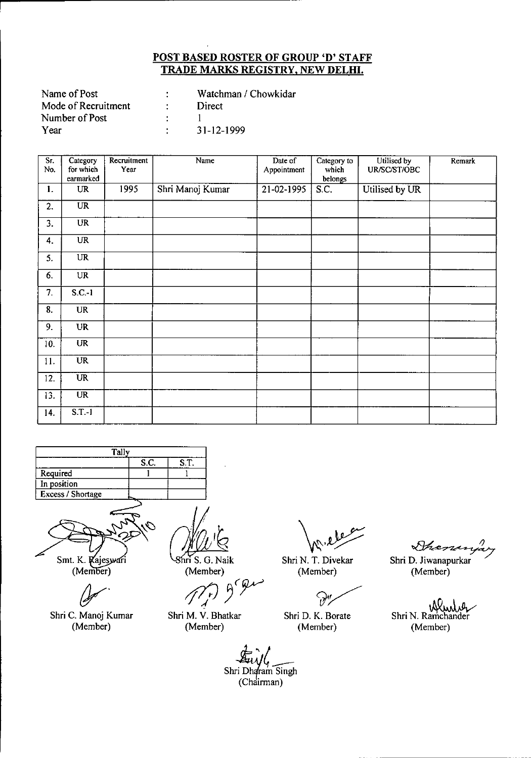**POST BASED ROSTER OF GROUP 'D' STAFF**
**TRADE MARKS REGISTRY, NEW DELHI.**

| | | |
|---|---|---|
| Name of Post | : | Watchman / Chowkidar |
| Mode of Recruitment | : | Direct |
| Number of Post | : | 1 |
| Year | : | 31-12-1999 |

| Sr. No. | Category for which earmarked | Recruitment Year | Name | Date of Appointment | Category to which belongs | Utilised by UR/SC/ST/OBC | Remark |
|---|---|---|---|---|---|---|---|
| 1. | UR | 1995 | Shri Manoj Kumar | 21-02-1995 | S.C. | Utilised by UR | |
| 2. | UR | | | | | | |
| 3. | UR | | | | | | |
| 4. | UR | | | | | | |
| 5. | UR | | | | | | |
| 6. | UR | | | | | | |
| 7. | S.C.-1 | | | | | | |
| 8. | UR | | | | | | |
| 9. | UR | | | | | | |
| 10. | UR | | | | | | |
| 11. | UR | | | | | | |
| 12. | UR | | | | | | |
| 13. | UR | | | | | | |
| 14. | S.T.-1 | | | | | | |

| Tally | S.C. | S.T. |
|---|---|---|
| Required | 1 | 1 |
| In position | | |
| Excess / Shortage | | |

Smt. K. Rajeswari (Member)

Shri S. G. Naik (Member)

Shri N. T. Divekar (Member)

Shri D. Jiwanapurkar (Member)

Shri C. Manoj Kumar (Member)

Shri M. V. Bhatkar (Member)

Shri D. K. Borate (Member)

Shri N. Ramchander (Member)

Shri Dharam Singh (Chairman)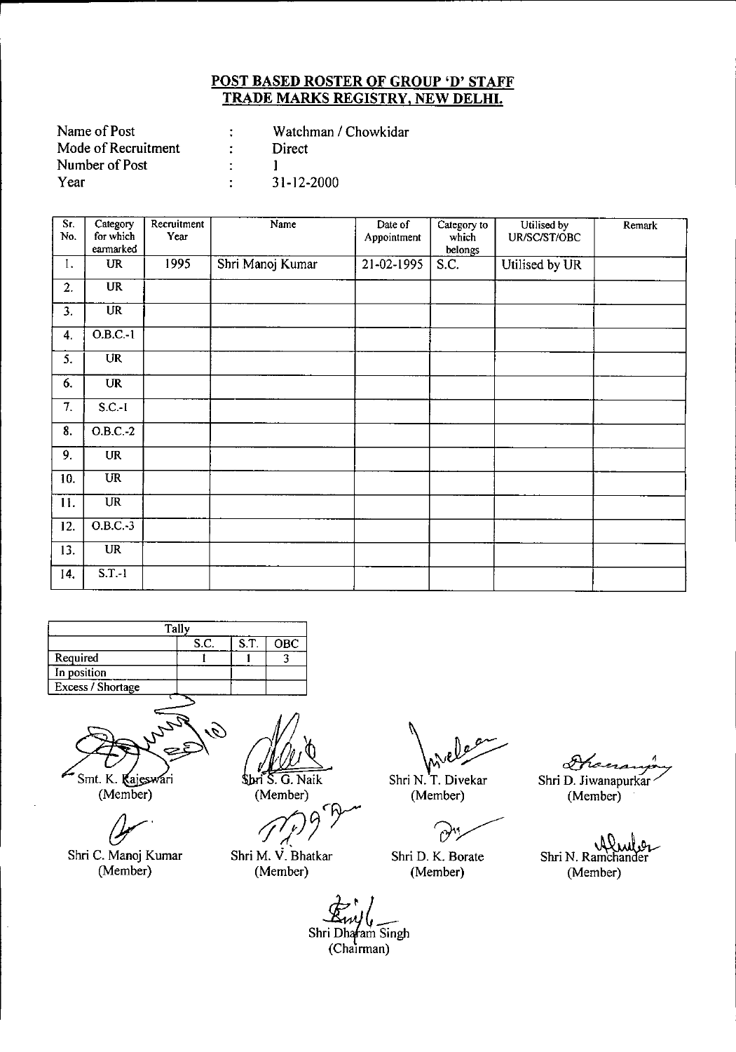**POST BASED ROSTER OF GROUP 'D' STAFF**
**TRADE MARKS REGISTRY, NEW DELHI.**

| | | |
|---|---|---|
| Name of Post | : | Watchman / Chowkidar |
| Mode of Recruitment | : | Direct |
| Number of Post | : | 1 |
| Year | : | 31-12-2000 |

| Sr. No. | Category for which earmarked | Recruitment Year | Name | Date of Appointment | Category to which belongs | Utilised by UR/SC/ST/OBC | Remark |
|---|---|---|---|---|---|---|---|
| 1. | UR | 1995 | Shri Manoj Kumar | 21-02-1995 | S.C. | Utilised by UR | |
| 2. | UR | | | | | | |
| 3. | UR | | | | | | |
| 4. | O.B.C.-1 | | | | | | |
| 5. | UR | | | | | | |
| 6. | UR | | | | | | |
| 7. | S.C.-1 | | | | | | |
| 8. | O.B.C.-2 | | | | | | |
| 9. | UR | | | | | | |
| 10. | UR | | | | | | |
| 11. | UR | | | | | | |
| 12. | O.B.C.-3 | | | | | | |
| 13. | UR | | | | | | |
| 14. | S.T.-1 | | | | | | |

| Tally | | | |
|---|---|---|---|
| | S.C. | S.T. | OBC |
| Required | 1 | 1 | 3 |
| In position | | | |
| Excess / Shortage | | | |

Smt. K. Rajeswari (Member)

Shri S. G. Naik (Member)

Shri N. T. Divekar (Member)

Shri D. Jiwanapurkar (Member)

Shri C. Manoj Kumar (Member)

Shri M. V. Bhatkar (Member)

Shri D. K. Borate (Member)

Shri N. Ramchander (Member)

Shri Dharam Singh (Chairman)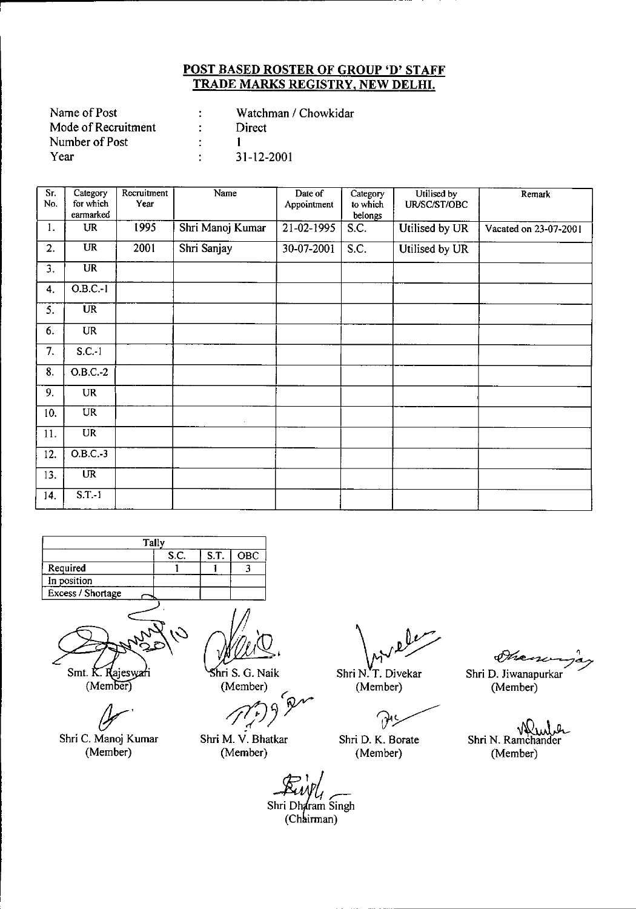**POST BASED ROSTER OF GROUP 'D' STAFF**
**TRADE MARKS REGISTRY, NEW DELHI.**

Name of Post : Watchman / Chowkidar
Mode of Recruitment : Direct
Number of Post : 1
Year : 31-12-2001

| Sr. No. | Category for which earmarked | Recruitment Year | Name | Date of Appointment | Category to which belongs | Utilised by UR/SC/ST/OBC | Remark |
|---|---|---|---|---|---|---|---|
| 1. | UR | 1995 | Shri Manoj Kumar | 21-02-1995 | S.C. | Utilised by UR | Vacated on 23-07-2001 |
| 2. | UR | 2001 | Shri Sanjay | 30-07-2001 | S.C. | Utilised by UR | |
| 3. | UR | | | | | | |
| 4. | O.B.C.-1 | | | | | | |
| 5. | UR | | | | | | |
| 6. | UR | | | | | | |
| 7. | S.C.-1 | | | | | | |
| 8. | O.B.C.-2 | | | | | | |
| 9. | UR | | | | | | |
| 10. | UR | | | | | | |
| 11. | UR | | | | | | |
| 12. | O.B.C.-3 | | | | | | |
| 13. | UR | | | | | | |
| 14. | S.T.-1 | | | | | | |

| Tally | S.C. | S.T. | OBC |
|---|---|---|---|
| Required | 1 | 1 | 3 |
| In position | | | |
| Excess / Shortage | | | |

Smt. K. Rajeswari (Member)

Shri S. G. Naik (Member)

Shri N. T. Divekar (Member)

Shri D. Jiwanapurkar (Member)

Shri C. Manoj Kumar (Member)

Shri M. V. Bhatkar (Member)

Shri D. K. Borate (Member)

Shri N. Ramchander (Member)

Shri Dharam Singh (Chairman)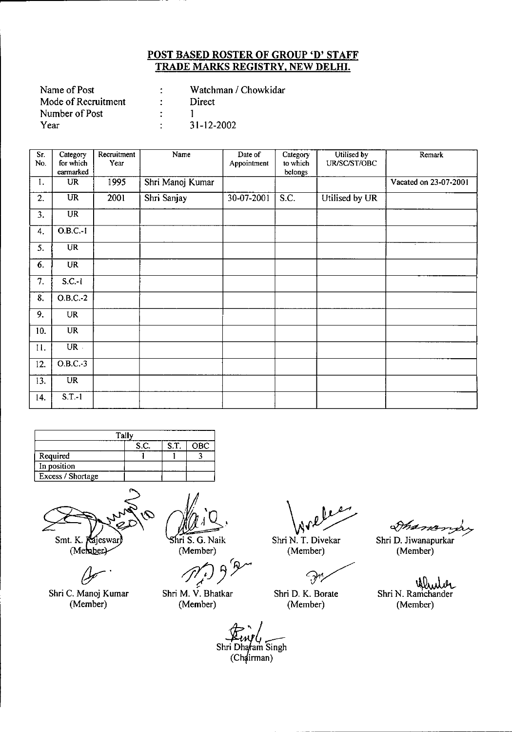## POST BASED ROSTER OF GROUP 'D' STAFF
## TRADE MARKS REGISTRY, NEW DELHI.

Name of Post : Watchman / Chowkidar
Mode of Recruitment : Direct
Number of Post : 1
Year : 31-12-2002

| Sr. No. | Category for which earmarked | Recruitment Year | Name | Date of Appointment | Category to which belongs | Utilised by UR/SC/ST/OBC | Remark |
|---|---|---|---|---|---|---|---|
| 1. | UR | 1995 | Shri Manoj Kumar | | | | Vacated on 23-07-2001 |
| 2. | UR | 2001 | Shri Sanjay | 30-07-2001 | S.C. | Utilised by UR | |
| 3. | UR | | | | | | |
| 4. | O.B.C.-1 | | | | | | |
| 5. | UR | | | | | | |
| 6. | UR | | | | | | |
| 7. | S.C.-1 | | | | | | |
| 8. | O.B.C.-2 | | | | | | |
| 9. | UR | | | | | | |
| 10. | UR | | | | | | |
| 11. | UR | | | | | | |
| 12. | O.B.C.-3 | | | | | | |
| 13. | UR | | | | | | |
| 14. | S.T.-1 | | | | | | |

| Tally | | | |
|---|---|---|---|
| | S.C. | S.T. | OBC |
| Required | 1 | 1 | 3 |
| In position | | | |
| Excess / Shortage | | | |

Smt. K. Rajeswari (Member) — Shri S. G. Naik (Member) — Shri N. T. Divekar (Member) — Shri D. Jiwanapurkar (Member)

Shri C. Manoj Kumar (Member) — Shri M. V. Bhatkar (Member) — Shri D. K. Borate (Member) — Shri N. Ramchander (Member)

Shri Dharam Singh (Chairman)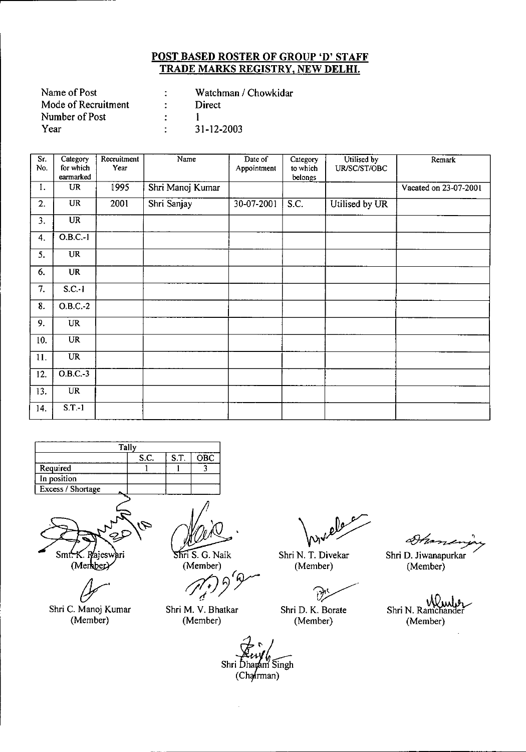## POST BASED ROSTER OF GROUP 'D' STAFF
## TRADE MARKS REGISTRY, NEW DELHI.

Name of Post : Watchman / Chowkidar
Mode of Recruitment : Direct
Number of Post : 1
Year : 31-12-2003

| Sr. No. | Category for which earmarked | Recruitment Year | Name | Date of Appointment | Category to which belongs | Utilised by UR/SC/ST/OBC | Remark |
|---|---|---|---|---|---|---|---|
| 1. | UR | 1995 | Shri Manoj Kumar | | | | Vacated on 23-07-2001 |
| 2. | UR | 2001 | Shri Sanjay | 30-07-2001 | S.C. | Utilised by UR | |
| 3. | UR | | | | | | |
| 4. | O.B.C.-1 | | | | | | |
| 5. | UR | | | | | | |
| 6. | UR | | | | | | |
| 7. | S.C.-1 | | | | | | |
| 8. | O.B.C.-2 | | | | | | |
| 9. | UR | | | | | | |
| 10. | UR | | | | | | |
| 11. | UR | | | | | | |
| 12. | O.B.C.-3 | | | | | | |
| 13. | UR | | | | | | |
| 14. | S.T.-1 | | | | | | |

| Tally | | | |
|---|---|---|---|
| | S.C. | S.T. | OBC |
| Required | 1 | 1 | 3 |
| In position | | | |
| Excess / Shortage | | | |

Smt. K. Rajeswari (Member)

Shri S. G. Naik (Member)

Shri N. T. Divekar (Member)

Shri D. Jiwanapurkar (Member)

Shri C. Manoj Kumar (Member)

Shri M. V. Bhatkar (Member)

Shri D. K. Borate (Member)

Shri N. Ramchander (Member)

Shri Dharam Singh (Chairman)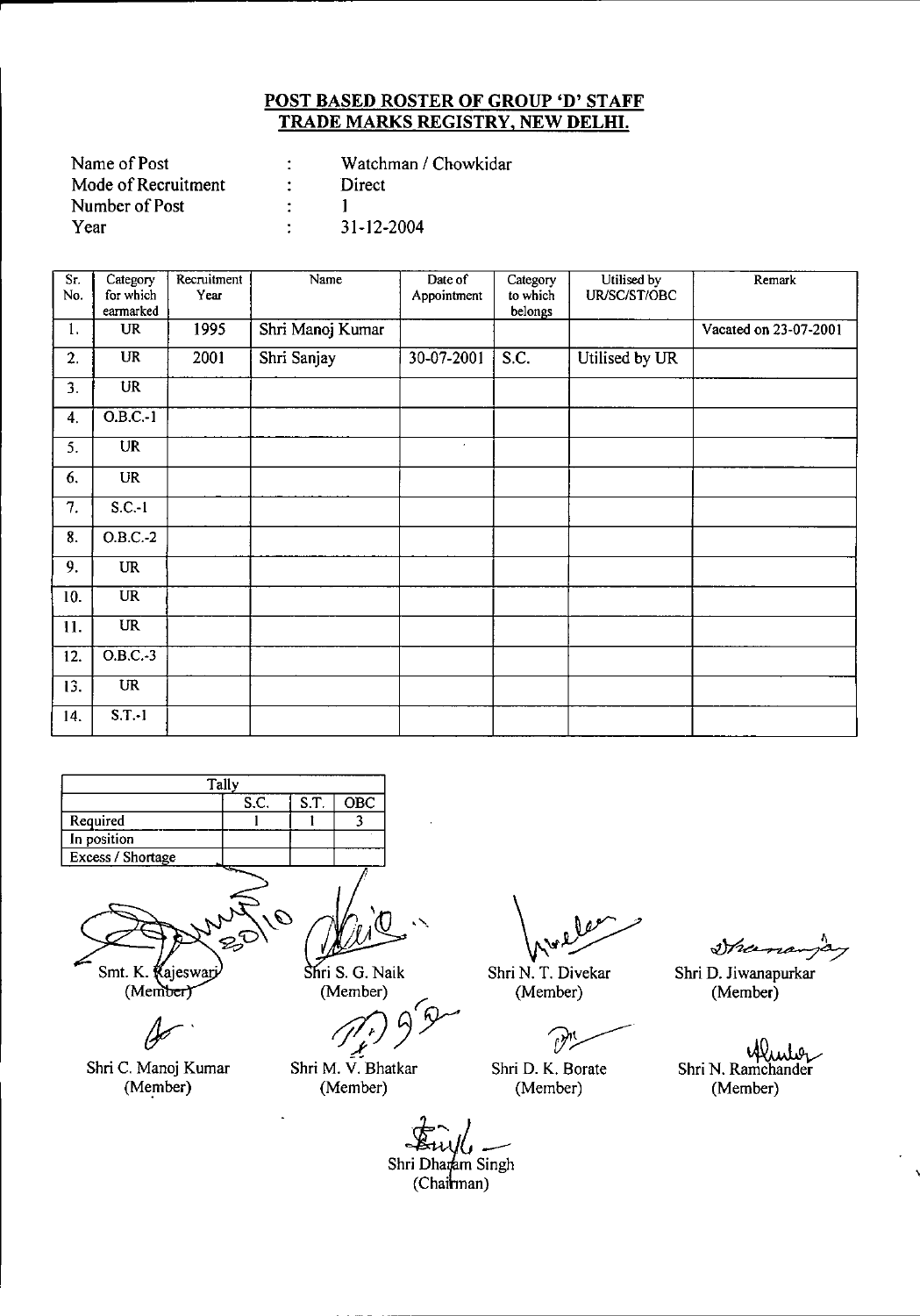## POST BASED ROSTER OF GROUP 'D' STAFF
## TRADE MARKS REGISTRY, NEW DELHI.

| | | |
|---|---|---|
| Name of Post | : | Watchman / Chowkidar |
| Mode of Recruitment | : | Direct |
| Number of Post | : | 1 |
| Year | : | 31-12-2004 |

| Sr. No. | Category for which earmarked | Recruitment Year | Name | Date of Appointment | Category to which belongs | Utilised by UR/SC/ST/OBC | Remark |
|---|---|---|---|---|---|---|---|
| 1. | UR | 1995 | Shri Manoj Kumar | | | | Vacated on 23-07-2001 |
| 2. | UR | 2001 | Shri Sanjay | 30-07-2001 | S.C. | Utilised by UR | |
| 3. | UR | | | | | | |
| 4. | O.B.C.-1 | | | | | | |
| 5. | UR | | | | | | |
| 6. | UR | | | | | | |
| 7. | S.C.-1 | | | | | | |
| 8. | O.B.C.-2 | | | | | | |
| 9. | UR | | | | | | |
| 10. | UR | | | | | | |
| 11. | UR | | | | | | |
| 12. | O.B.C.-3 | | | | | | |
| 13. | UR | | | | | | |
| 14. | S.T.-1 | | | | | | |

| Tally | S.C. | S.T. | OBC |
|---|---|---|---|
| Required | 1 | 1 | 3 |
| In position | | | |
| Excess / Shortage | | | |

Smt. K. Rajeswari (Member)

Shri S. G. Naik (Member)

Shri N. T. Divekar (Member)

Shri D. Jiwanapurkar (Member)

Shri C. Manoj Kumar (Member)

Shri M. V. Bhatkar (Member)

Shri D. K. Borate (Member)

Shri N. Ramchander (Member)

Shri Dharam Singh (Chairman)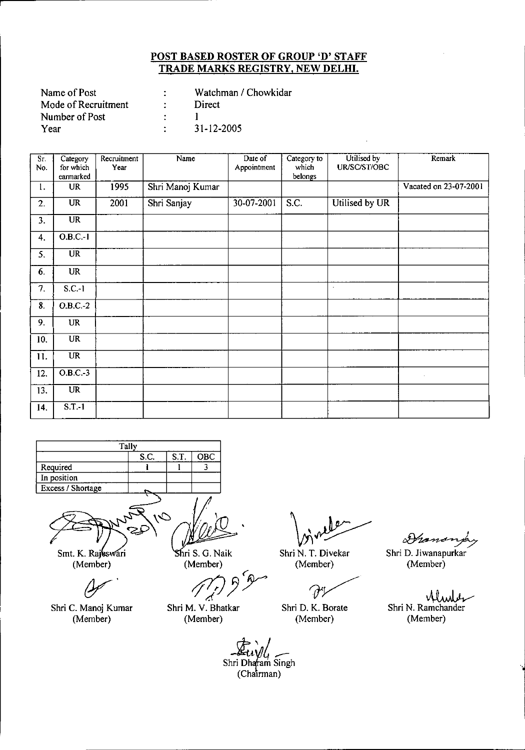## POST BASED ROSTER OF GROUP 'D' STAFF
## TRADE MARKS REGISTRY, NEW DELHI.

| | | |
|---|---|---|
| Name of Post | : | Watchman / Chowkidar |
| Mode of Recruitment | : | Direct |
| Number of Post | : | 1 |
| Year | : | 31-12-2005 |

| Sr. No. | Category for which earmarked | Recruitment Year | Name | Date of Appointment | Category to which belongs | Utilised by UR/SC/ST/OBC | Remark |
|---|---|---|---|---|---|---|---|
| 1. | UR | 1995 | Shri Manoj Kumar | | | | Vacated on 23-07-2001 |
| 2. | UR | 2001 | Shri Sanjay | 30-07-2001 | S.C. | Utilised by UR | |
| 3. | UR | | | | | | |
| 4. | O.B.C.-1 | | | | | | |
| 5. | UR | | | | | | |
| 6. | UR | | | | | | |
| 7. | S.C.-1 | | | | | | |
| 8. | O.B.C.-2 | | | | | | |
| 9. | UR | | | | | | |
| 10. | UR | | | | | | |
| 11. | UR | | | | | | |
| 12. | O.B.C.-3 | | | | | | |
| 13. | UR | | | | | | |
| 14. | S.T.-1 | | | | | | |

| Tally | | | |
|---|---|---|---|
| | S.C. | S.T. | OBC |
| Required | 1 | 1 | 3 |
| In position | | | |
| Excess / Shortage | | | |

Smt. K. Rajeswari (Member)

Shri S. G. Naik (Member)

Shri N. T. Divekar (Member)

Shri D. Jiwanapurkar (Member)

Shri C. Manoj Kumar (Member)

Shri M. V. Bhatkar (Member)

Shri D. K. Borate (Member)

Shri N. Ramchander (Member)

Shri Dharam Singh (Chairman)